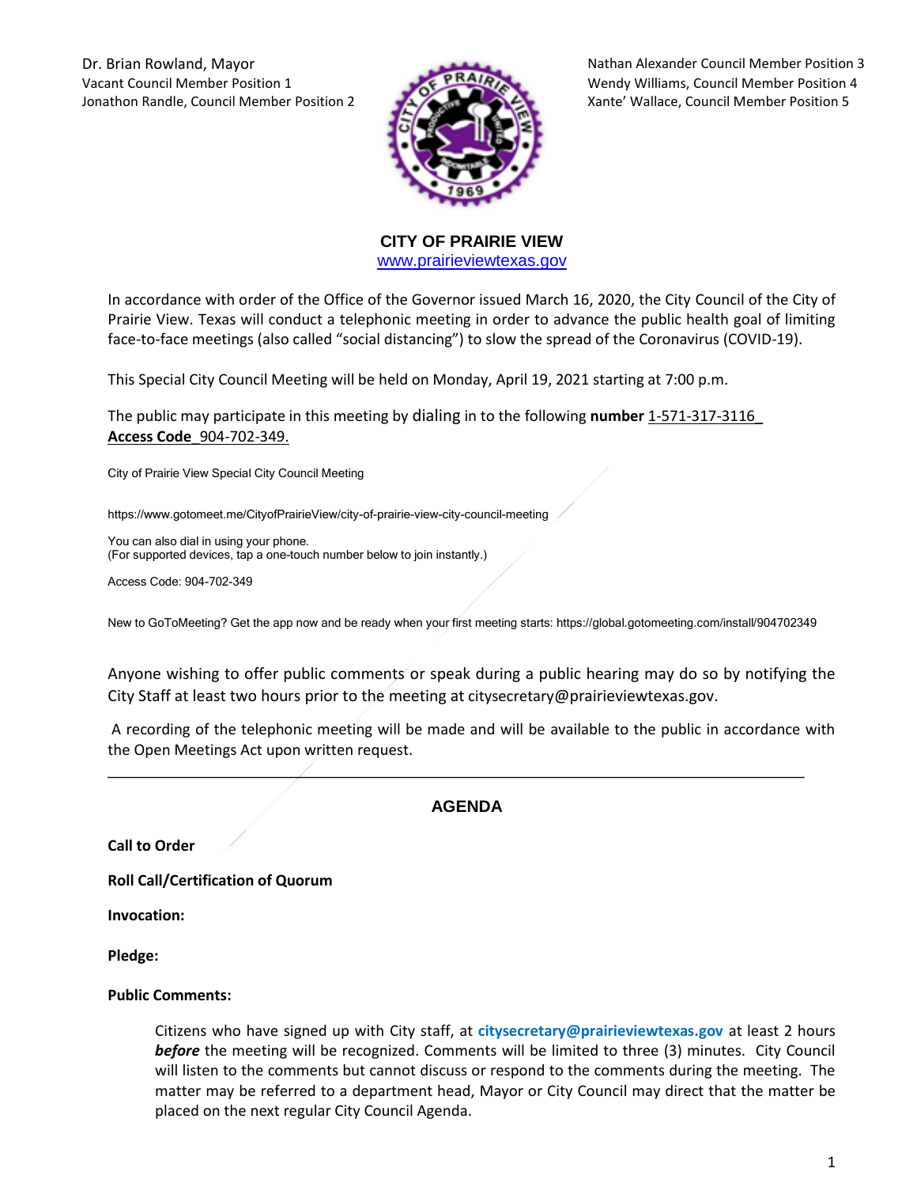Dr. Brian Rowland, Mayor
Vacant Council Member Position 1
Jonathon Randle, Council Member Position 2

Nathan Alexander Council Member Position 3
Wendy Williams, Council Member Position 4
Xante' Wallace, Council Member Position 5

## CITY OF PRAIRIE VIEW

www.prairieviewtexas.gov

In accordance with order of the Office of the Governor issued March 16, 2020, the City Council of the City of Prairie View. Texas will conduct a telephonic meeting in order to advance the public health goal of limiting face-to-face meetings (also called "social distancing") to slow the spread of the Coronavirus (COVID-19).

This Special City Council Meeting will be held on Monday, April 19, 2021 starting at 7:00 p.m.

The public may participate in this meeting by dialing in to the following **number** 1-571-317-3116_ **Access Code**_904-702-349.

City of Prairie View Special City Council Meeting

https://www.gotomeet.me/CityofPrairieView/city-of-prairie-view-city-council-meeting

You can also dial in using your phone.
(For supported devices, tap a one-touch number below to join instantly.)

Access Code: 904-702-349

New to GoToMeeting? Get the app now and be ready when your first meeting starts: https://global.gotomeeting.com/install/904702349

Anyone wishing to offer public comments or speak during a public hearing may do so by notifying the City Staff at least two hours prior to the meeting at citysecretary@prairieviewtexas.gov.

A recording of the telephonic meeting will be made and will be available to the public in accordance with the Open Meetings Act upon written request.

---

## AGENDA

**Call to Order**

**Roll Call/Certification of Quorum**

**Invocation:**

**Pledge:**

**Public Comments:**

Citizens who have signed up with City staff, at **citysecretary@prairieviewtexas.gov** at least 2 hours ***before*** the meeting will be recognized. Comments will be limited to three (3) minutes. City Council will listen to the comments but cannot discuss or respond to the comments during the meeting. The matter may be referred to a department head, Mayor or City Council may direct that the matter be placed on the next regular City Council Agenda.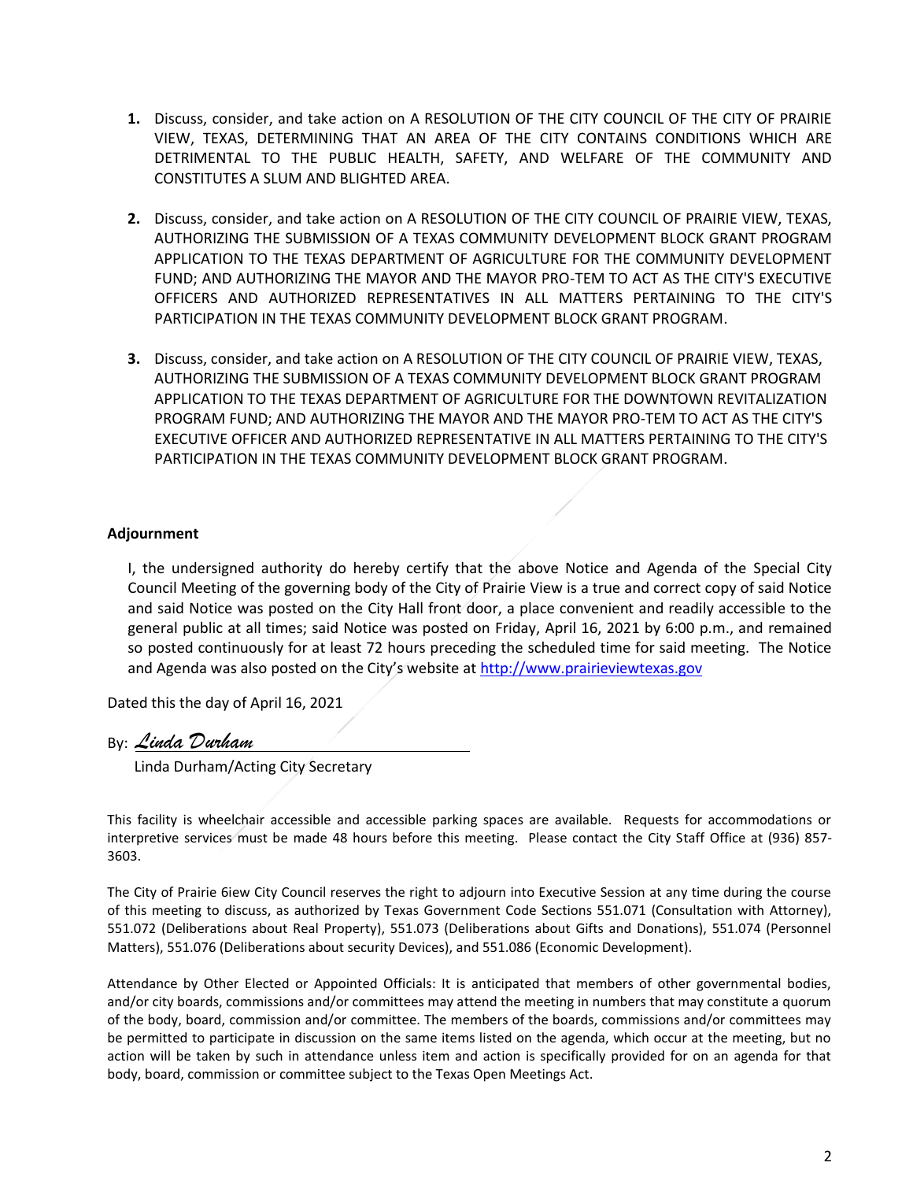1. Discuss, consider, and take action on A RESOLUTION OF THE CITY COUNCIL OF THE CITY OF PRAIRIE VIEW, TEXAS, DETERMINING THAT AN AREA OF THE CITY CONTAINS CONDITIONS WHICH ARE DETRIMENTAL TO THE PUBLIC HEALTH, SAFETY, AND WELFARE OF THE COMMUNITY AND CONSTITUTES A SLUM AND BLIGHTED AREA.

2. Discuss, consider, and take action on A RESOLUTION OF THE CITY COUNCIL OF PRAIRIE VIEW, TEXAS, AUTHORIZING THE SUBMISSION OF A TEXAS COMMUNITY DEVELOPMENT BLOCK GRANT PROGRAM APPLICATION TO THE TEXAS DEPARTMENT OF AGRICULTURE FOR THE COMMUNITY DEVELOPMENT FUND; AND AUTHORIZING THE MAYOR AND THE MAYOR PRO-TEM TO ACT AS THE CITY'S EXECUTIVE OFFICERS AND AUTHORIZED REPRESENTATIVES IN ALL MATTERS PERTAINING TO THE CITY'S PARTICIPATION IN THE TEXAS COMMUNITY DEVELOPMENT BLOCK GRANT PROGRAM.

3. Discuss, consider, and take action on A RESOLUTION OF THE CITY COUNCIL OF PRAIRIE VIEW, TEXAS, AUTHORIZING THE SUBMISSION OF A TEXAS COMMUNITY DEVELOPMENT BLOCK GRANT PROGRAM APPLICATION TO THE TEXAS DEPARTMENT OF AGRICULTURE FOR THE DOWNTOWN REVITALIZATION PROGRAM FUND; AND AUTHORIZING THE MAYOR AND THE MAYOR PRO-TEM TO ACT AS THE CITY'S EXECUTIVE OFFICER AND AUTHORIZED REPRESENTATIVE IN ALL MATTERS PERTAINING TO THE CITY'S PARTICIPATION IN THE TEXAS COMMUNITY DEVELOPMENT BLOCK GRANT PROGRAM.

**Adjournment**

I, the undersigned authority do hereby certify that the above Notice and Agenda of the Special City Council Meeting of the governing body of the City of Prairie View is a true and correct copy of said Notice and said Notice was posted on the City Hall front door, a place convenient and readily accessible to the general public at all times; said Notice was posted on Friday, April 16, 2021 by 6:00 p.m., and remained so posted continuously for at least 72 hours preceding the scheduled time for said meeting. The Notice and Agenda was also posted on the City's website at http://www.prairieviewtexas.gov

Dated this the day of April 16, 2021

By: *Linda Durham*

Linda Durham/Acting City Secretary

This facility is wheelchair accessible and accessible parking spaces are available. Requests for accommodations or interpretive services must be made 48 hours before this meeting. Please contact the City Staff Office at (936) 857-3603.

The City of Prairie 6iew City Council reserves the right to adjourn into Executive Session at any time during the course of this meeting to discuss, as authorized by Texas Government Code Sections 551.071 (Consultation with Attorney), 551.072 (Deliberations about Real Property), 551.073 (Deliberations about Gifts and Donations), 551.074 (Personnel Matters), 551.076 (Deliberations about security Devices), and 551.086 (Economic Development).

Attendance by Other Elected or Appointed Officials: It is anticipated that members of other governmental bodies, and/or city boards, commissions and/or committees may attend the meeting in numbers that may constitute a quorum of the body, board, commission and/or committee. The members of the boards, commissions and/or committees may be permitted to participate in discussion on the same items listed on the agenda, which occur at the meeting, but no action will be taken by such in attendance unless item and action is specifically provided for on an agenda for that body, board, commission or committee subject to the Texas Open Meetings Act.